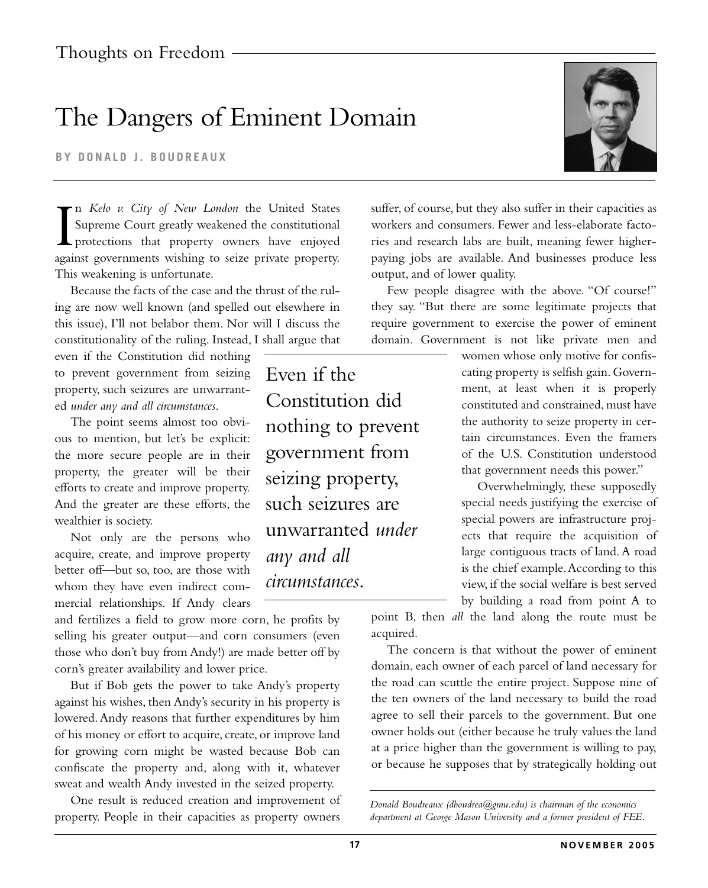Thoughts on Freedom

# The Dangers of Eminent Domain

**BY DONALD J. BOUDREAUX**

In *Kelo v. City of New London* the United States Supreme Court greatly weakened the constitutional protections that property owners have enjoyed against governments wishing to seize private property. This weakening is unfortunate.

Because the facts of the case and the thrust of the ruling are now well known (and spelled out elsewhere in this issue), I'll not belabor them. Nor will I discuss the constitutionality of the ruling. Instead, I shall argue that even if the Constitution did nothing to prevent government from seizing property, such seizures are unwarranted *under any and all circumstances*.

> Even if the Constitution did nothing to prevent government from seizing property, such seizures are unwarranted *under any and all circumstances*.

The point seems almost too obvious to mention, but let's be explicit: the more secure people are in their property, the greater will be their efforts to create and improve property. And the greater are these efforts, the wealthier is society.

Not only are the persons who acquire, create, and improve property better off—but so, too, are those with whom they have even indirect commercial relationships. If Andy clears and fertilizes a field to grow more corn, he profits by selling his greater output—and corn consumers (even those who don't buy from Andy!) are made better off by corn's greater availability and lower price.

But if Bob gets the power to take Andy's property against his wishes, then Andy's security in his property is lowered. Andy reasons that further expenditures by him of his money or effort to acquire, create, or improve land for growing corn might be wasted because Bob can confiscate the property and, along with it, whatever sweat and wealth Andy invested in the seized property.

One result is reduced creation and improvement of property. People in their capacities as property owners suffer, of course, but they also suffer in their capacities as workers and consumers. Fewer and less-elaborate factories and research labs are built, meaning fewer higher-paying jobs are available. And businesses produce less output, and of lower quality.

Few people disagree with the above. "Of course!" they say. "But there are some legitimate projects that require government to exercise the power of eminent domain. Government is not like private men and women whose only motive for confiscating property is selfish gain. Government, at least when it is properly constituted and constrained, must have the authority to seize property in certain circumstances. Even the framers of the U.S. Constitution understood that government needs this power."

Overwhelmingly, these supposedly special needs justifying the exercise of special powers are infrastructure projects that require the acquisition of large contiguous tracts of land. A road is the chief example. According to this view, if the social welfare is best served by building a road from point A to point B, then *all* the land along the route must be acquired.

The concern is that without the power of eminent domain, each owner of each parcel of land necessary for the road can scuttle the entire project. Suppose nine of the ten owners of the land necessary to build the road agree to sell their parcels to the government. But one owner holds out (either because he truly values the land at a price higher than the government is willing to pay, or because he supposes that by strategically holding out

---

*Donald Boudreaux (dboudrea@gmu.edu) is chairman of the economics department at George Mason University and a former president of FEE.*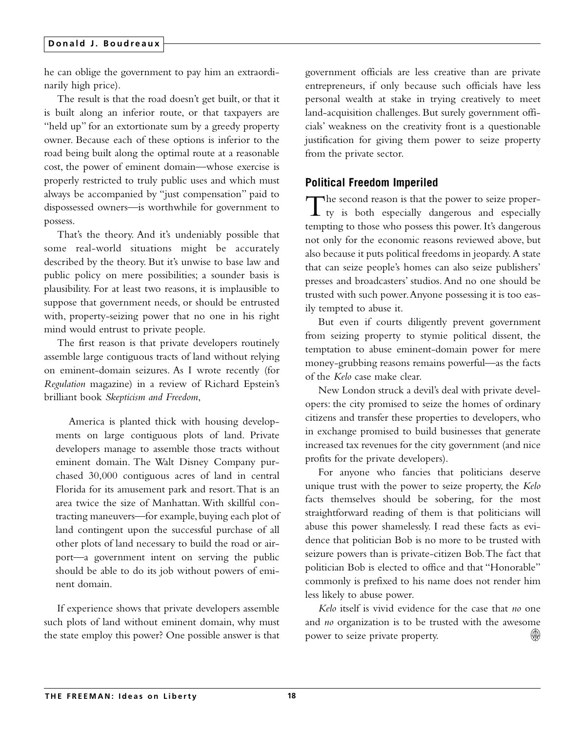he can oblige the government to pay him an extraordinarily high price).

The result is that the road doesn't get built, or that it is built along an inferior route, or that taxpayers are "held up" for an extortionate sum by a greedy property owner. Because each of these options is inferior to the road being built along the optimal route at a reasonable cost, the power of eminent domain—whose exercise is properly restricted to truly public uses and which must always be accompanied by "just compensation" paid to dispossessed owners—is worthwhile for government to possess.

That's the theory. And it's undeniably possible that some real-world situations might be accurately described by the theory. But it's unwise to base law and public policy on mere possibilities; a sounder basis is plausibility. For at least two reasons, it is implausible to suppose that government needs, or should be entrusted with, property-seizing power that no one in his right mind would entrust to private people.

The first reason is that private developers routinely assemble large contiguous tracts of land without relying on eminent-domain seizures. As I wrote recently (for *Regulation* magazine) in a review of Richard Epstein's brilliant book *Skepticism and Freedom*,

> America is planted thick with housing developments on large contiguous plots of land. Private developers manage to assemble those tracts without eminent domain. The Walt Disney Company purchased 30,000 contiguous acres of land in central Florida for its amusement park and resort. That is an area twice the size of Manhattan. With skillful contracting maneuvers—for example, buying each plot of land contingent upon the successful purchase of all other plots of land necessary to build the road or airport—a government intent on serving the public should be able to do its job without powers of eminent domain.

If experience shows that private developers assemble such plots of land without eminent domain, why must the state employ this power? One possible answer is that government officials are less creative than are private entrepreneurs, if only because such officials have less personal wealth at stake in trying creatively to meet land-acquisition challenges. But surely government officials' weakness on the creativity front is a questionable justification for giving them power to seize property from the private sector.

## Political Freedom Imperiled

The second reason is that the power to seize property is both especially dangerous and especially tempting to those who possess this power. It's dangerous not only for the economic reasons reviewed above, but also because it puts political freedoms in jeopardy. A state that can seize people's homes can also seize publishers' presses and broadcasters' studios. And no one should be trusted with such power. Anyone possessing it is too easily tempted to abuse it.

But even if courts diligently prevent government from seizing property to stymie political dissent, the temptation to abuse eminent-domain power for mere money-grubbing reasons remains powerful—as the facts of the *Kelo* case make clear.

New London struck a devil's deal with private developers: the city promised to seize the homes of ordinary citizens and transfer these properties to developers, who in exchange promised to build businesses that generate increased tax revenues for the city government (and nice profits for the private developers).

For anyone who fancies that politicians deserve unique trust with the power to seize property, the *Kelo* facts themselves should be sobering, for the most straightforward reading of them is that politicians will abuse this power shamelessly. I read these facts as evidence that politician Bob is no more to be trusted with seizure powers than is private-citizen Bob. The fact that politician Bob is elected to office and that "Honorable" commonly is prefixed to his name does not render him less likely to abuse power.

*Kelo* itself is vivid evidence for the case that *no* one and *no* organization is to be trusted with the awesome power to seize private property.